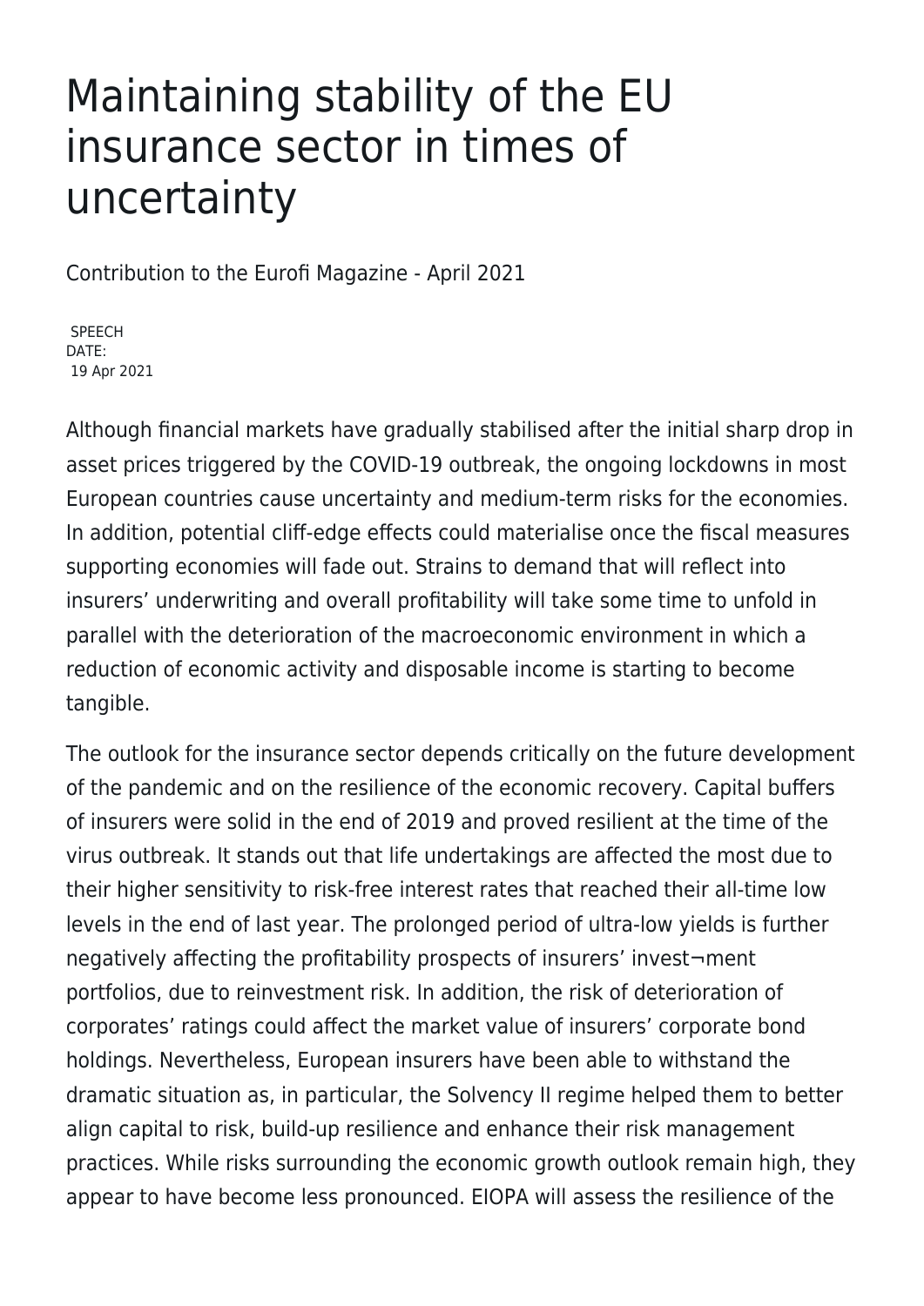# Maintaining stability of the EU insurance sector in times of uncertainty

Contribution to the Eurofi Magazine - April 2021

SPEECH
DATE:
19 Apr 2021

Although financial markets have gradually stabilised after the initial sharp drop in asset prices triggered by the COVID-19 outbreak, the ongoing lockdowns in most European countries cause uncertainty and medium-term risks for the economies. In addition, potential cliff-edge effects could materialise once the fiscal measures supporting economies will fade out. Strains to demand that will reflect into insurers' underwriting and overall profitability will take some time to unfold in parallel with the deterioration of the macroeconomic environment in which a reduction of economic activity and disposable income is starting to become tangible.

The outlook for the insurance sector depends critically on the future development of the pandemic and on the resilience of the economic recovery. Capital buffers of insurers were solid in the end of 2019 and proved resilient at the time of the virus outbreak. It stands out that life undertakings are affected the most due to their higher sensitivity to risk-free interest rates that reached their all-time low levels in the end of last year. The prolonged period of ultra-low yields is further negatively affecting the profitability prospects of insurers' invest¬ment portfolios, due to reinvestment risk. In addition, the risk of deterioration of corporates' ratings could affect the market value of insurers' corporate bond holdings. Nevertheless, European insurers have been able to withstand the dramatic situation as, in particular, the Solvency II regime helped them to better align capital to risk, build-up resilience and enhance their risk management practices. While risks surrounding the economic growth outlook remain high, they appear to have become less pronounced. EIOPA will assess the resilience of the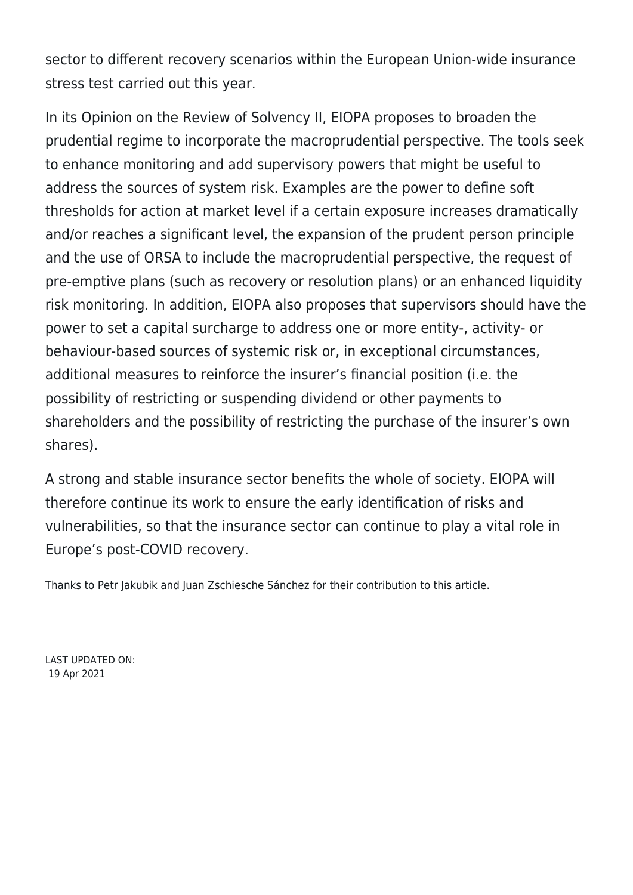sector to different recovery scenarios within the European Union-wide insurance stress test carried out this year.

In its Opinion on the Review of Solvency II, EIOPA proposes to broaden the prudential regime to incorporate the macroprudential perspective. The tools seek to enhance monitoring and add supervisory powers that might be useful to address the sources of system risk. Examples are the power to define soft thresholds for action at market level if a certain exposure increases dramatically and/or reaches a significant level, the expansion of the prudent person principle and the use of ORSA to include the macroprudential perspective, the request of pre-emptive plans (such as recovery or resolution plans) or an enhanced liquidity risk monitoring. In addition, EIOPA also proposes that supervisors should have the power to set a capital surcharge to address one or more entity-, activity- or behaviour-based sources of systemic risk or, in exceptional circumstances, additional measures to reinforce the insurer's financial position (i.e. the possibility of restricting or suspending dividend or other payments to shareholders and the possibility of restricting the purchase of the insurer's own shares).

A strong and stable insurance sector benefits the whole of society. EIOPA will therefore continue its work to ensure the early identification of risks and vulnerabilities, so that the insurance sector can continue to play a vital role in Europe's post-COVID recovery.

Thanks to Petr Jakubik and Juan Zschiesche Sánchez for their contribution to this article.

LAST UPDATED ON:
19 Apr 2021